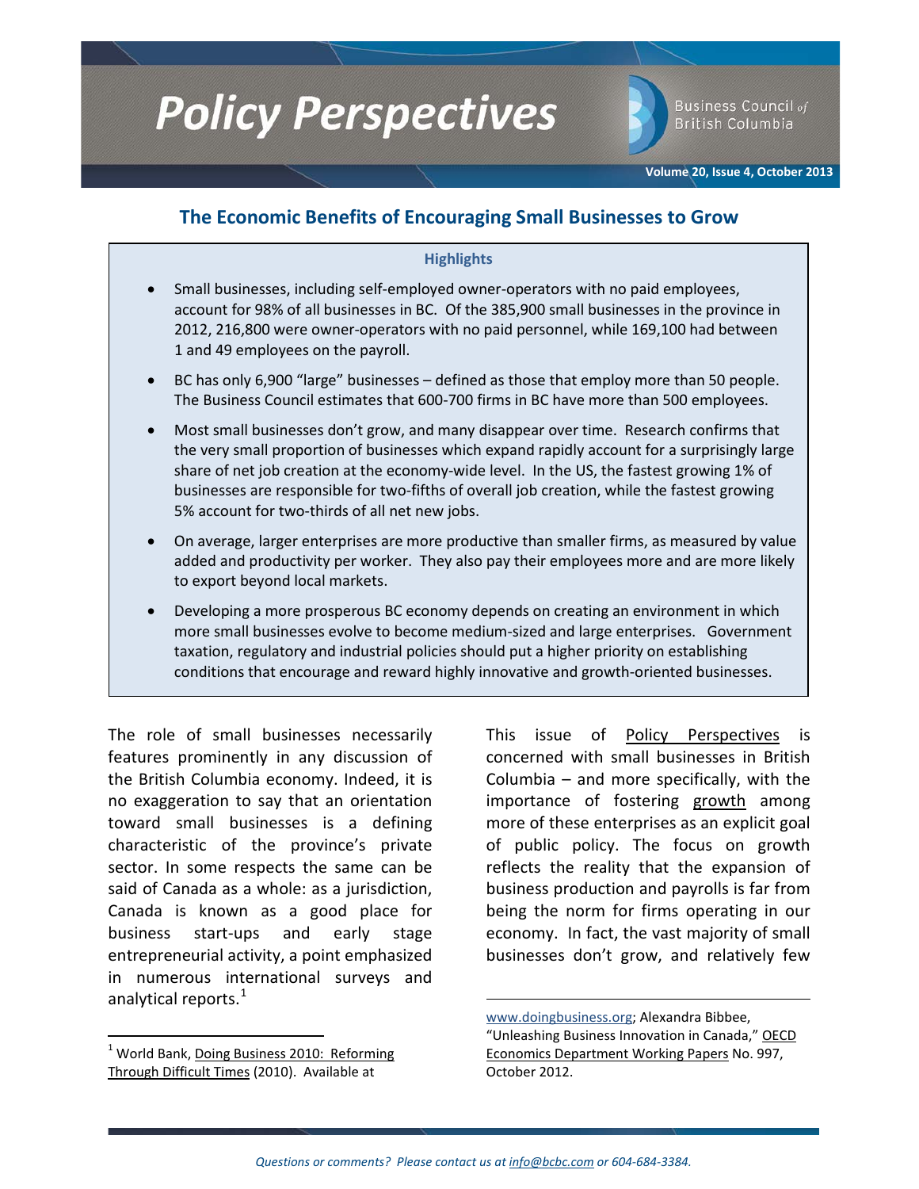# Policy Perspectives

Business Council of British Columbia

Volume 20, Issue 4, October 2013

## The Economic Benefits of Encouraging Small Businesses to Grow

### Highlights

- Small businesses, including self-employed owner-operators with no paid employees, account for 98% of all businesses in BC. Of the 385,900 small businesses in the province in 2012, 216,800 were owner-operators with no paid personnel, while 169,100 had between 1 and 49 employees on the payroll.
- BC has only 6,900 "large" businesses – defined as those that employ more than 50 people. The Business Council estimates that 600-700 firms in BC have more than 500 employees.
- Most small businesses don't grow, and many disappear over time. Research confirms that the very small proportion of businesses which expand rapidly account for a surprisingly large share of net job creation at the economy-wide level. In the US, the fastest growing 1% of businesses are responsible for two-fifths of overall job creation, while the fastest growing 5% account for two-thirds of all net new jobs.
- On average, larger enterprises are more productive than smaller firms, as measured by value added and productivity per worker. They also pay their employees more and are more likely to export beyond local markets.
- Developing a more prosperous BC economy depends on creating an environment in which more small businesses evolve to become medium-sized and large enterprises. Government taxation, regulatory and industrial policies should put a higher priority on establishing conditions that encourage and reward highly innovative and growth-oriented businesses.

The role of small businesses necessarily features prominently in any discussion of the British Columbia economy. Indeed, it is no exaggeration to say that an orientation toward small businesses is a defining characteristic of the province's private sector. In some respects the same can be said of Canada as a whole: as a jurisdiction, Canada is known as a good place for business start-ups and early stage entrepreneurial activity, a point emphasized in numerous international surveys and analytical reports.[1]

This issue of Policy Perspectives is concerned with small businesses in British Columbia – and more specifically, with the importance of fostering growth among more of these enterprises as an explicit goal of public policy. The focus on growth reflects the reality that the expansion of business production and payrolls is far from being the norm for firms operating in our economy. In fact, the vast majority of small businesses don't grow, and relatively few

[1] World Bank, Doing Business 2010: Reforming Through Difficult Times (2010). Available at www.doingbusiness.org; Alexandra Bibbee, "Unleashing Business Innovation in Canada," OECD Economics Department Working Papers No. 997, October 2012.

*Questions or comments? Please contact us at info@bcbc.com or 604-684-3384.*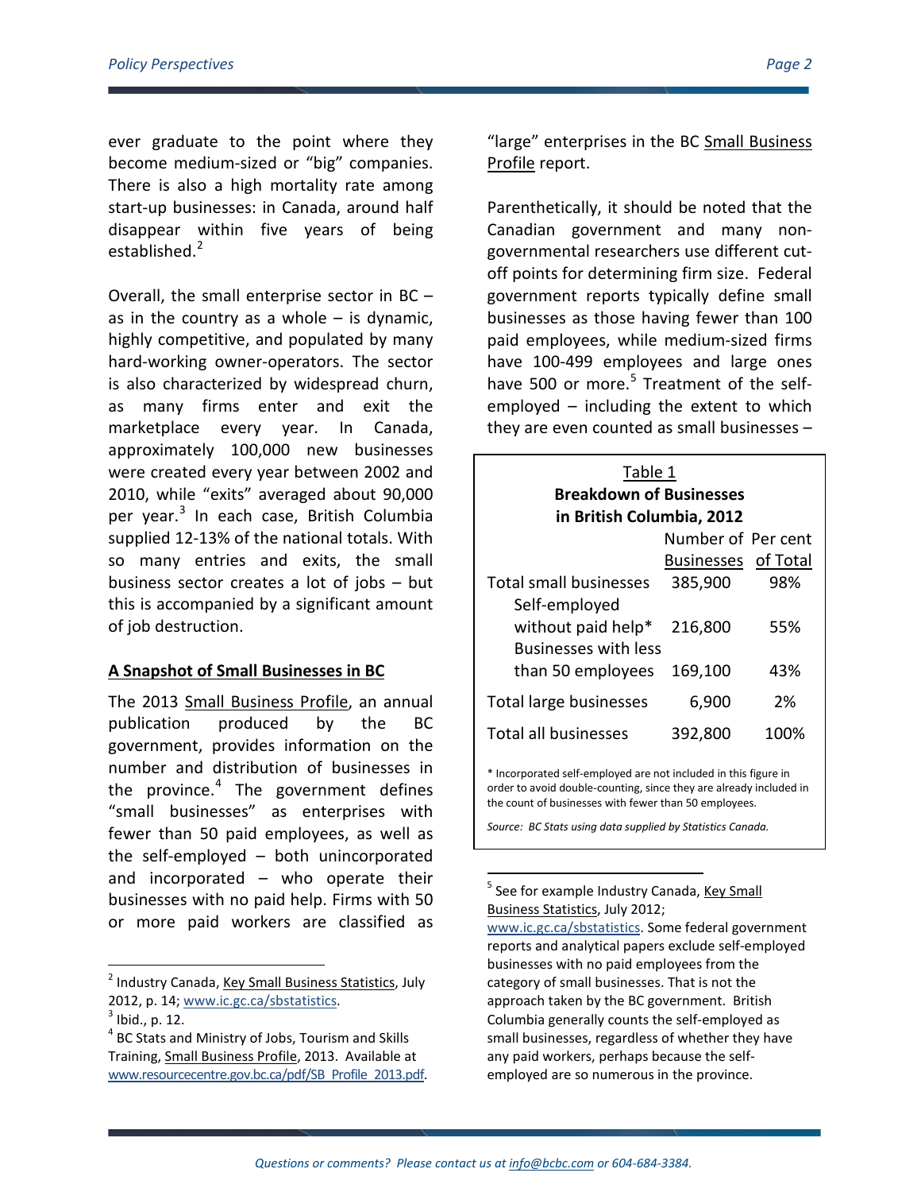ever graduate to the point where they become medium-sized or "big" companies. There is also a high mortality rate among start-up businesses: in Canada, around half disappear within five years of being established.[2]

Overall, the small enterprise sector in BC – as in the country as a whole – is dynamic, highly competitive, and populated by many hard-working owner-operators. The sector is also characterized by widespread churn, as many firms enter and exit the marketplace every year. In Canada, approximately 100,000 new businesses were created every year between 2002 and 2010, while "exits" averaged about 90,000 per year.[3] In each case, British Columbia supplied 12-13% of the national totals. With so many entries and exits, the small business sector creates a lot of jobs – but this is accompanied by a significant amount of job destruction.

## A Snapshot of Small Businesses in BC

The 2013 Small Business Profile, an annual publication produced by the BC government, provides information on the number and distribution of businesses in the province.[4] The government defines "small businesses" as enterprises with fewer than 50 paid employees, as well as the self-employed – both unincorporated and incorporated – who operate their businesses with no paid help. Firms with 50 or more paid workers are classified as "large" enterprises in the BC Small Business Profile report.

Parenthetically, it should be noted that the Canadian government and many non-governmental researchers use different cut-off points for determining firm size. Federal government reports typically define small businesses as those having fewer than 100 paid employees, while medium-sized firms have 100-499 employees and large ones have 500 or more.[5] Treatment of the self-employed – including the extent to which they are even counted as small businesses –

Table 1

**Breakdown of Businesses in British Columbia, 2012**

| | Number of Businesses | Per cent of Total |
|---|---|---|
| Total small businesses | 385,900 | 98% |
| Self-employed without paid help* | 216,800 | 55% |
| Businesses with less than 50 employees | 169,100 | 43% |
| Total large businesses | 6,900 | 2% |
| Total all businesses | 392,800 | 100% |

* Incorporated self-employed are not included in this figure in order to avoid double-counting, since they are already included in the count of businesses with fewer than 50 employees.

*Source: BC Stats using data supplied by Statistics Canada.*

---

[2] Industry Canada, Key Small Business Statistics, July 2012, p. 14; www.ic.gc.ca/sbstatistics.

[3] Ibid., p. 12.

[4] BC Stats and Ministry of Jobs, Tourism and Skills Training, Small Business Profile, 2013. Available at www.resourcecentre.gov.bc.ca/pdf/SB_Profile_2013.pdf.

[5] See for example Industry Canada, Key Small Business Statistics, July 2012; www.ic.gc.ca/sbstatistics. Some federal government reports and analytical papers exclude self-employed businesses with no paid employees from the category of small businesses. That is not the approach taken by the BC government. British Columbia generally counts the self-employed as small businesses, regardless of whether they have any paid workers, perhaps because the self-employed are so numerous in the province.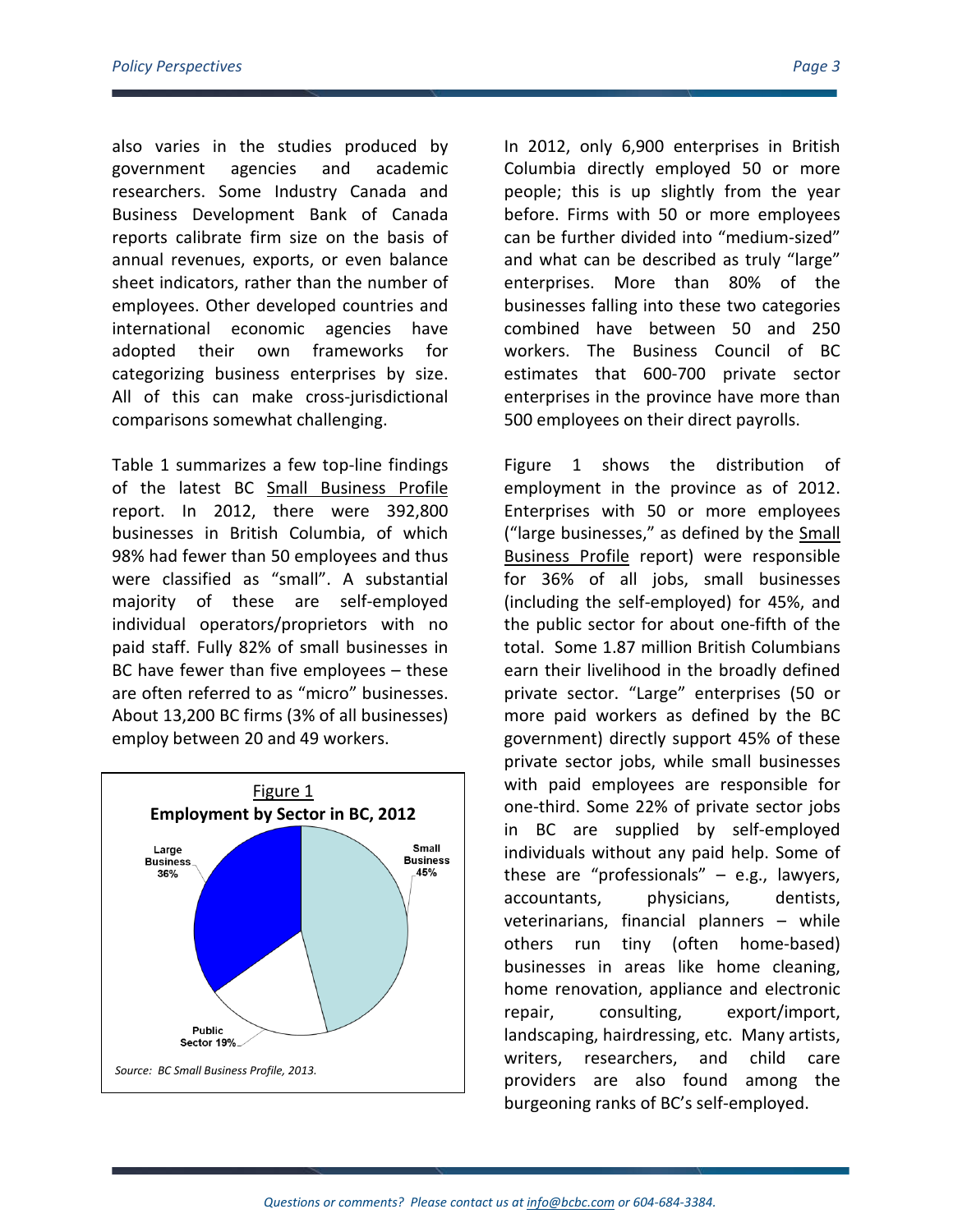also varies in the studies produced by government agencies and academic researchers. Some Industry Canada and Business Development Bank of Canada reports calibrate firm size on the basis of annual revenues, exports, or even balance sheet indicators, rather than the number of employees. Other developed countries and international economic agencies have adopted their own frameworks for categorizing business enterprises by size. All of this can make cross-jurisdictional comparisons somewhat challenging.

Table 1 summarizes a few top-line findings of the latest BC Small Business Profile report. In 2012, there were 392,800 businesses in British Columbia, of which 98% had fewer than 50 employees and thus were classified as "small". A substantial majority of these are self-employed individual operators/proprietors with no paid staff. Fully 82% of small businesses in BC have fewer than five employees – these are often referred to as "micro" businesses. About 13,200 BC firms (3% of all businesses) employ between 20 and 49 workers.

Figure 1

**Employment by Sector in BC, 2012**

Large Business 36%

Small Business 45%

Public Sector 19%

*Source: BC Small Business Profile, 2013.*

In 2012, only 6,900 enterprises in British Columbia directly employed 50 or more people; this is up slightly from the year before. Firms with 50 or more employees can be further divided into "medium-sized" and what can be described as truly "large" enterprises. More than 80% of the businesses falling into these two categories combined have between 50 and 250 workers. The Business Council of BC estimates that 600-700 private sector enterprises in the province have more than 500 employees on their direct payrolls.

Figure 1 shows the distribution of employment in the province as of 2012. Enterprises with 50 or more employees ("large businesses," as defined by the Small Business Profile report) were responsible for 36% of all jobs, small businesses (including the self-employed) for 45%, and the public sector for about one-fifth of the total. Some 1.87 million British Columbians earn their livelihood in the broadly defined private sector. "Large" enterprises (50 or more paid workers as defined by the BC government) directly support 45% of these private sector jobs, while small businesses with paid employees are responsible for one-third. Some 22% of private sector jobs in BC are supplied by self-employed individuals without any paid help. Some of these are "professionals" – e.g., lawyers, accountants, physicians, dentists, veterinarians, financial planners – while others run tiny (often home-based) businesses in areas like home cleaning, home renovation, appliance and electronic repair, consulting, export/import, landscaping, hairdressing, etc. Many artists, writers, researchers, and child care providers are also found among the burgeoning ranks of BC's self-employed.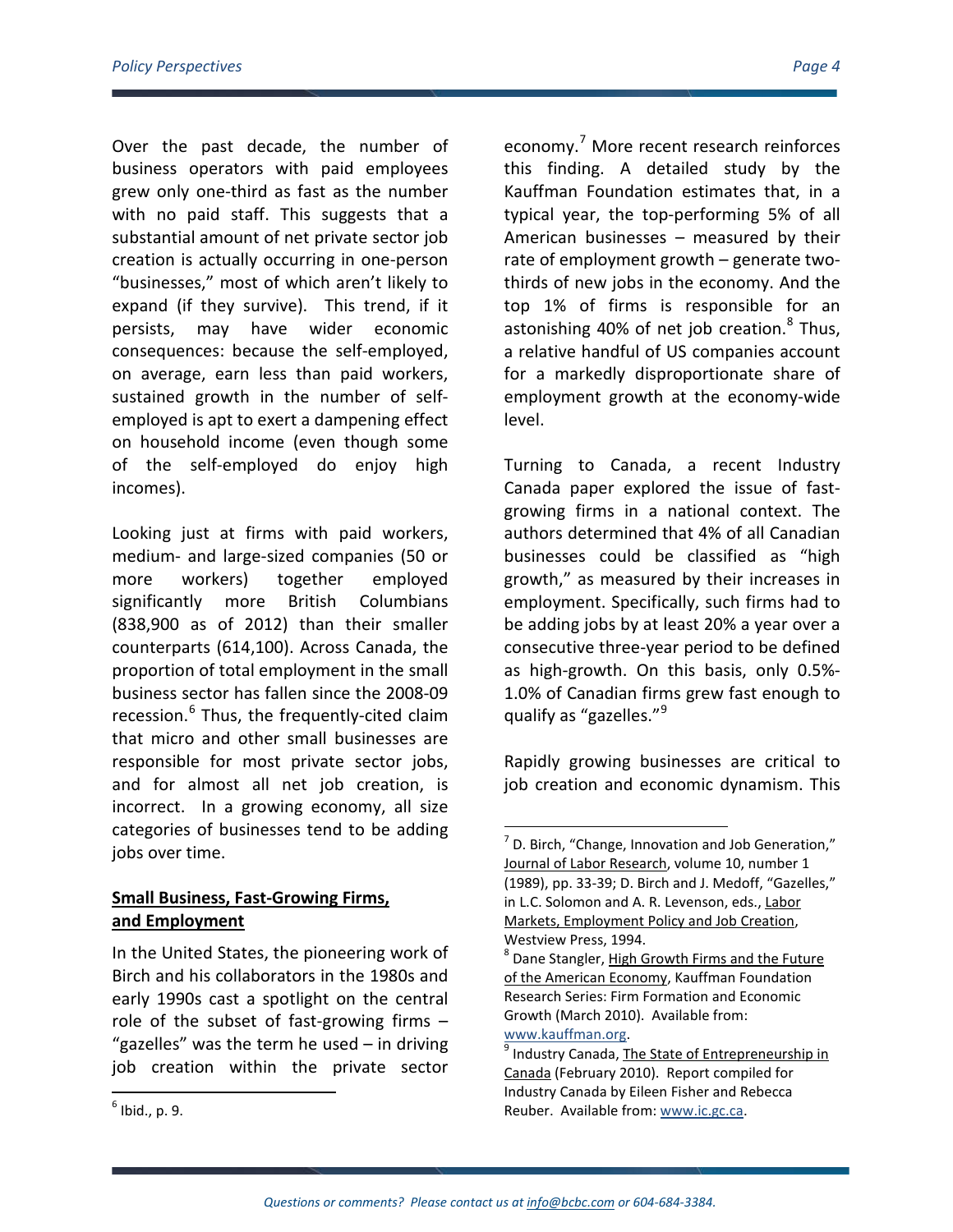Over the past decade, the number of business operators with paid employees grew only one-third as fast as the number with no paid staff. This suggests that a substantial amount of net private sector job creation is actually occurring in one-person "businesses," most of which aren't likely to expand (if they survive). This trend, if it persists, may have wider economic consequences: because the self-employed, on average, earn less than paid workers, sustained growth in the number of self-employed is apt to exert a dampening effect on household income (even though some of the self-employed do enjoy high incomes).

Looking just at firms with paid workers, medium- and large-sized companies (50 or more workers) together employed significantly more British Columbians (838,900 as of 2012) than their smaller counterparts (614,100). Across Canada, the proportion of total employment in the small business sector has fallen since the 2008-09 recession.[6] Thus, the frequently-cited claim that micro and other small businesses are responsible for most private sector jobs, and for almost all net job creation, is incorrect. In a growing economy, all size categories of businesses tend to be adding jobs over time.

## Small Business, Fast-Growing Firms, and Employment

In the United States, the pioneering work of Birch and his collaborators in the 1980s and early 1990s cast a spotlight on the central role of the subset of fast-growing firms – "gazelles" was the term he used – in driving job creation within the private sector economy.[7] More recent research reinforces this finding. A detailed study by the Kauffman Foundation estimates that, in a typical year, the top-performing 5% of all American businesses – measured by their rate of employment growth – generate two-thirds of new jobs in the economy. And the top 1% of firms is responsible for an astonishing 40% of net job creation.[8] Thus, a relative handful of US companies account for a markedly disproportionate share of employment growth at the economy-wide level.

Turning to Canada, a recent Industry Canada paper explored the issue of fast-growing firms in a national context. The authors determined that 4% of all Canadian businesses could be classified as "high growth," as measured by their increases in employment. Specifically, such firms had to be adding jobs by at least 20% a year over a consecutive three-year period to be defined as high-growth. On this basis, only 0.5%-1.0% of Canadian firms grew fast enough to qualify as "gazelles."[9]

Rapidly growing businesses are critical to job creation and economic dynamism. This

---

[6] Ibid., p. 9.

[7] D. Birch, "Change, Innovation and Job Generation," Journal of Labor Research, volume 10, number 1 (1989), pp. 33-39; D. Birch and J. Medoff, "Gazelles," in L.C. Solomon and A. R. Levenson, eds., Labor Markets, Employment Policy and Job Creation, Westview Press, 1994.

[8] Dane Stangler, High Growth Firms and the Future of the American Economy, Kauffman Foundation Research Series: Firm Formation and Economic Growth (March 2010). Available from: www.kauffman.org.

[9] Industry Canada, The State of Entrepreneurship in Canada (February 2010). Report compiled for Industry Canada by Eileen Fisher and Rebecca Reuber. Available from: www.ic.gc.ca.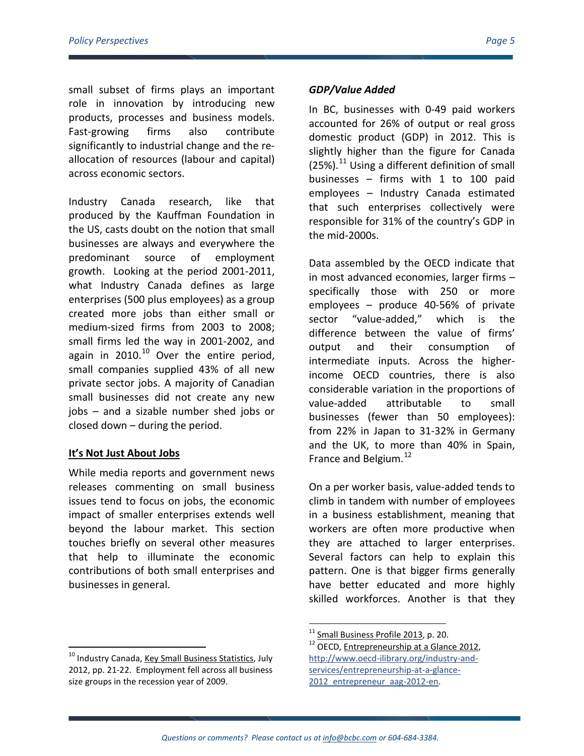small subset of firms plays an important role in innovation by introducing new products, processes and business models. Fast-growing firms also contribute significantly to industrial change and the re-allocation of resources (labour and capital) across economic sectors.

Industry Canada research, like that produced by the Kauffman Foundation in the US, casts doubt on the notion that small businesses are always and everywhere the predominant source of employment growth. Looking at the period 2001-2011, what Industry Canada defines as large enterprises (500 plus employees) as a group created more jobs than either small or medium-sized firms from 2003 to 2008; small firms led the way in 2001-2002, and again in 2010.[10] Over the entire period, small companies supplied 43% of all new private sector jobs. A majority of Canadian small businesses did not create any new jobs – and a sizable number shed jobs or closed down – during the period.

## It's Not Just About Jobs

While media reports and government news releases commenting on small business issues tend to focus on jobs, the economic impact of smaller enterprises extends well beyond the labour market. This section touches briefly on several other measures that help to illuminate the economic contributions of both small enterprises and businesses in general.

### *GDP/Value Added*

In BC, businesses with 0-49 paid workers accounted for 26% of output or real gross domestic product (GDP) in 2012. This is slightly higher than the figure for Canada (25%).[11] Using a different definition of small businesses – firms with 1 to 100 paid employees – Industry Canada estimated that such enterprises collectively were responsible for 31% of the country's GDP in the mid-2000s.

Data assembled by the OECD indicate that in most advanced economies, larger firms – specifically those with 250 or more employees – produce 40-56% of private sector "value-added," which is the difference between the value of firms' output and their consumption of intermediate inputs. Across the higher-income OECD countries, there is also considerable variation in the proportions of value-added attributable to small businesses (fewer than 50 employees): from 22% in Japan to 31-32% in Germany and the UK, to more than 40% in Spain, France and Belgium.[12]

On a per worker basis, value-added tends to climb in tandem with number of employees in a business establishment, meaning that workers are often more productive when they are attached to larger enterprises. Several factors can help to explain this pattern. One is that bigger firms generally have better educated and more highly skilled workforces. Another is that they

---

[10] Industry Canada, Key Small Business Statistics, July 2012, pp. 21-22. Employment fell across all business size groups in the recession year of 2009.

[11] Small Business Profile 2013, p. 20.

[12] OECD, Entrepreneurship at a Glance 2012, http://www.oecd-ilibrary.org/industry-and-services/entrepreneurship-at-a-glance-2012_entrepreneur_aag-2012-en.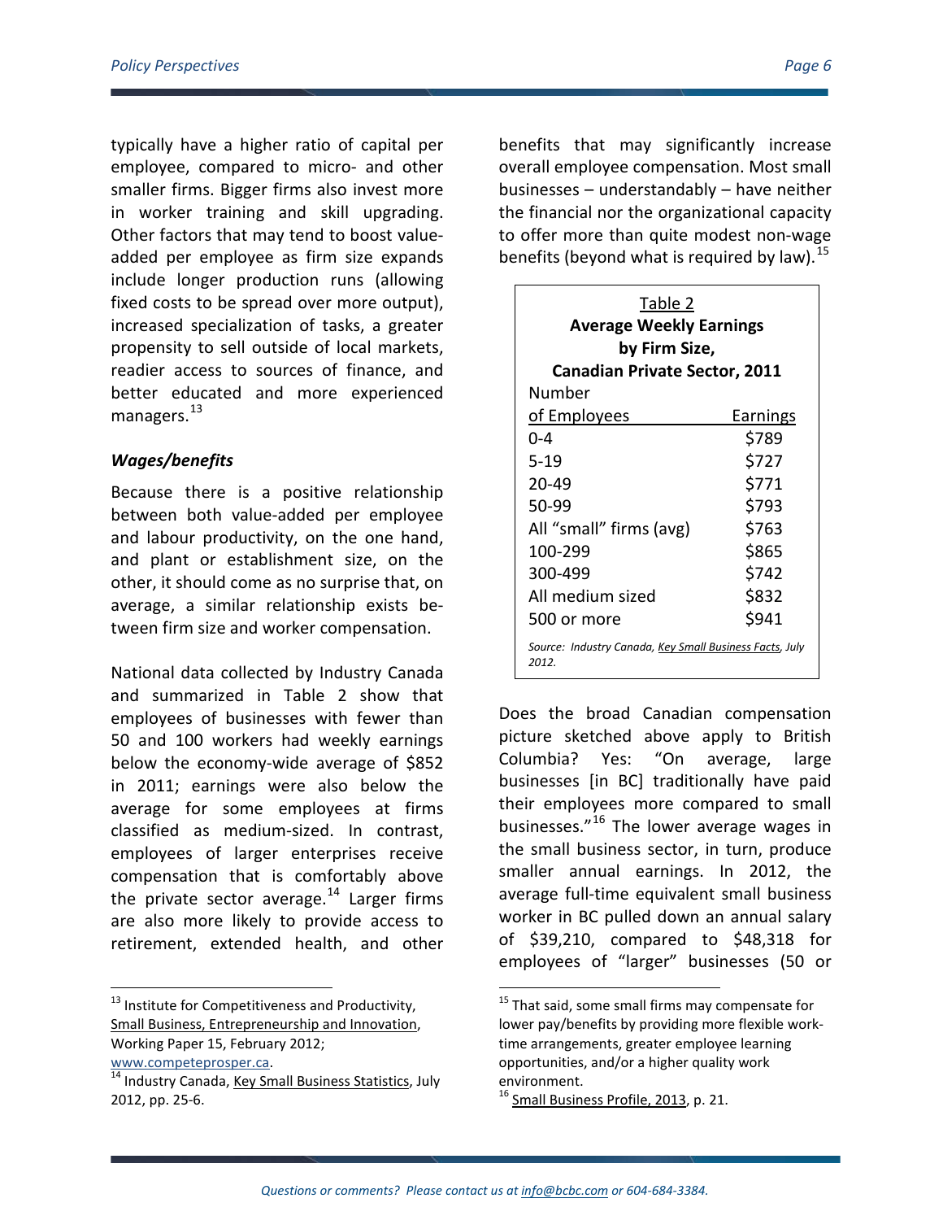typically have a higher ratio of capital per employee, compared to micro- and other smaller firms. Bigger firms also invest more in worker training and skill upgrading. Other factors that may tend to boost value-added per employee as firm size expands include longer production runs (allowing fixed costs to be spread over more output), increased specialization of tasks, a greater propensity to sell outside of local markets, readier access to sources of finance, and better educated and more experienced managers.[13]

### *Wages/benefits*

Because there is a positive relationship between both value-added per employee and labour productivity, on the one hand, and plant or establishment size, on the other, it should come as no surprise that, on average, a similar relationship exists between firm size and worker compensation.

National data collected by Industry Canada and summarized in Table 2 show that employees of businesses with fewer than 50 and 100 workers had weekly earnings below the economy-wide average of $852 in 2011; earnings were also below the average for some employees at firms classified as medium-sized. In contrast, employees of larger enterprises receive compensation that is comfortably above the private sector average.[14] Larger firms are also more likely to provide access to retirement, extended health, and other benefits that may significantly increase overall employee compensation. Most small businesses – understandably – have neither the financial nor the organizational capacity to offer more than quite modest non-wage benefits (beyond what is required by law).[15]

Table 2
**Average Weekly Earnings by Firm Size, Canadian Private Sector, 2011**

| Number of Employees | Earnings |
|---|---|
| 0-4 | $789 |
| 5-19 | $727 |
| 20-49 | $771 |
| 50-99 | $793 |
| All "small" firms (avg) | $763 |
| 100-299 | $865 |
| 300-499 | $742 |
| All medium sized | $832 |
| 500 or more | $941 |

*Source: Industry Canada, Key Small Business Facts, July 2012.*

Does the broad Canadian compensation picture sketched above apply to British Columbia? Yes: "On average, large businesses [in BC] traditionally have paid their employees more compared to small businesses."[16] The lower average wages in the small business sector, in turn, produce smaller annual earnings. In 2012, the average full-time equivalent small business worker in BC pulled down an annual salary of $39,210, compared to $48,318 for employees of "larger" businesses (50 or

---

[13] Institute for Competitiveness and Productivity, Small Business, Entrepreneurship and Innovation, Working Paper 15, February 2012; www.competeprosper.ca.

[14] Industry Canada, Key Small Business Statistics, July 2012, pp. 25-6.

[15] That said, some small firms may compensate for lower pay/benefits by providing more flexible work-time arrangements, greater employee learning opportunities, and/or a higher quality work environment.

[16] Small Business Profile, 2013, p. 21.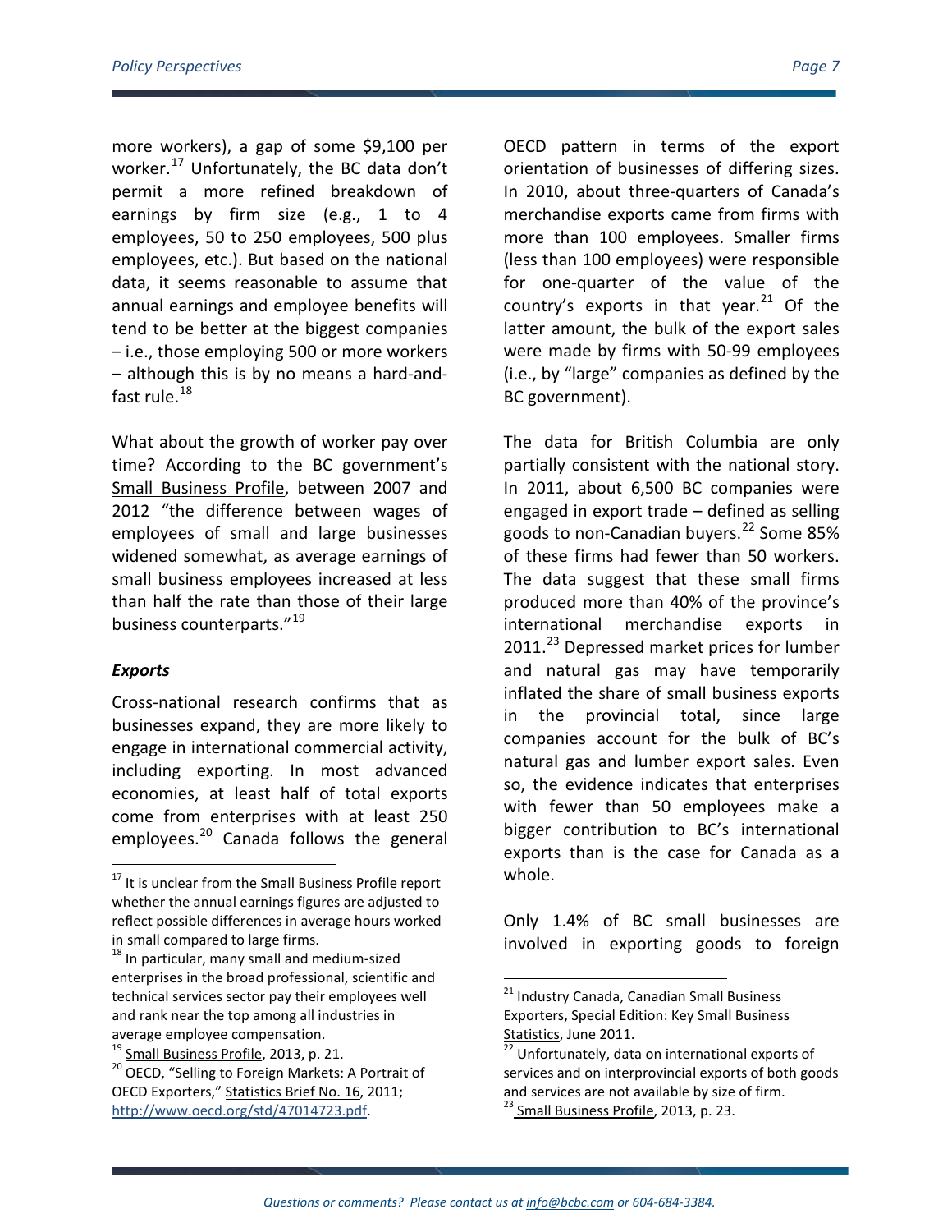more workers), a gap of some $9,100 per worker.[17] Unfortunately, the BC data don't permit a more refined breakdown of earnings by firm size (e.g., 1 to 4 employees, 50 to 250 employees, 500 plus employees, etc.). But based on the national data, it seems reasonable to assume that annual earnings and employee benefits will tend to be better at the biggest companies – i.e., those employing 500 or more workers – although this is by no means a hard-and-fast rule.[18]

What about the growth of worker pay over time? According to the BC government's Small Business Profile, between 2007 and 2012 "the difference between wages of employees of small and large businesses widened somewhat, as average earnings of small business employees increased at less than half the rate than those of their large business counterparts."[19]

### *Exports*

Cross-national research confirms that as businesses expand, they are more likely to engage in international commercial activity, including exporting. In most advanced economies, at least half of total exports come from enterprises with at least 250 employees.[20] Canada follows the general OECD pattern in terms of the export orientation of businesses of differing sizes. In 2010, about three-quarters of Canada's merchandise exports came from firms with more than 100 employees. Smaller firms (less than 100 employees) were responsible for one-quarter of the value of the country's exports in that year.[21] Of the latter amount, the bulk of the export sales were made by firms with 50-99 employees (i.e., by "large" companies as defined by the BC government).

The data for British Columbia are only partially consistent with the national story. In 2011, about 6,500 BC companies were engaged in export trade – defined as selling goods to non-Canadian buyers.[22] Some 85% of these firms had fewer than 50 workers. The data suggest that these small firms produced more than 40% of the province's international merchandise exports in 2011.[23] Depressed market prices for lumber and natural gas may have temporarily inflated the share of small business exports in the provincial total, since large companies account for the bulk of BC's natural gas and lumber export sales. Even so, the evidence indicates that enterprises with fewer than 50 employees make a bigger contribution to BC's international exports than is the case for Canada as a whole.

Only 1.4% of BC small businesses are involved in exporting goods to foreign

---

[17] It is unclear from the Small Business Profile report whether the annual earnings figures are adjusted to reflect possible differences in average hours worked in small compared to large firms.

[18] In particular, many small and medium-sized enterprises in the broad professional, scientific and technical services sector pay their employees well and rank near the top among all industries in average employee compensation.

[19] Small Business Profile, 2013, p. 21.

[20] OECD, "Selling to Foreign Markets: A Portrait of OECD Exporters," Statistics Brief No. 16, 2011; http://www.oecd.org/std/47014723.pdf.

[21] Industry Canada, Canadian Small Business Exporters, Special Edition: Key Small Business Statistics, June 2011.

[22] Unfortunately, data on international exports of services and on interprovincial exports of both goods and services are not available by size of firm.

[23] Small Business Profile, 2013, p. 23.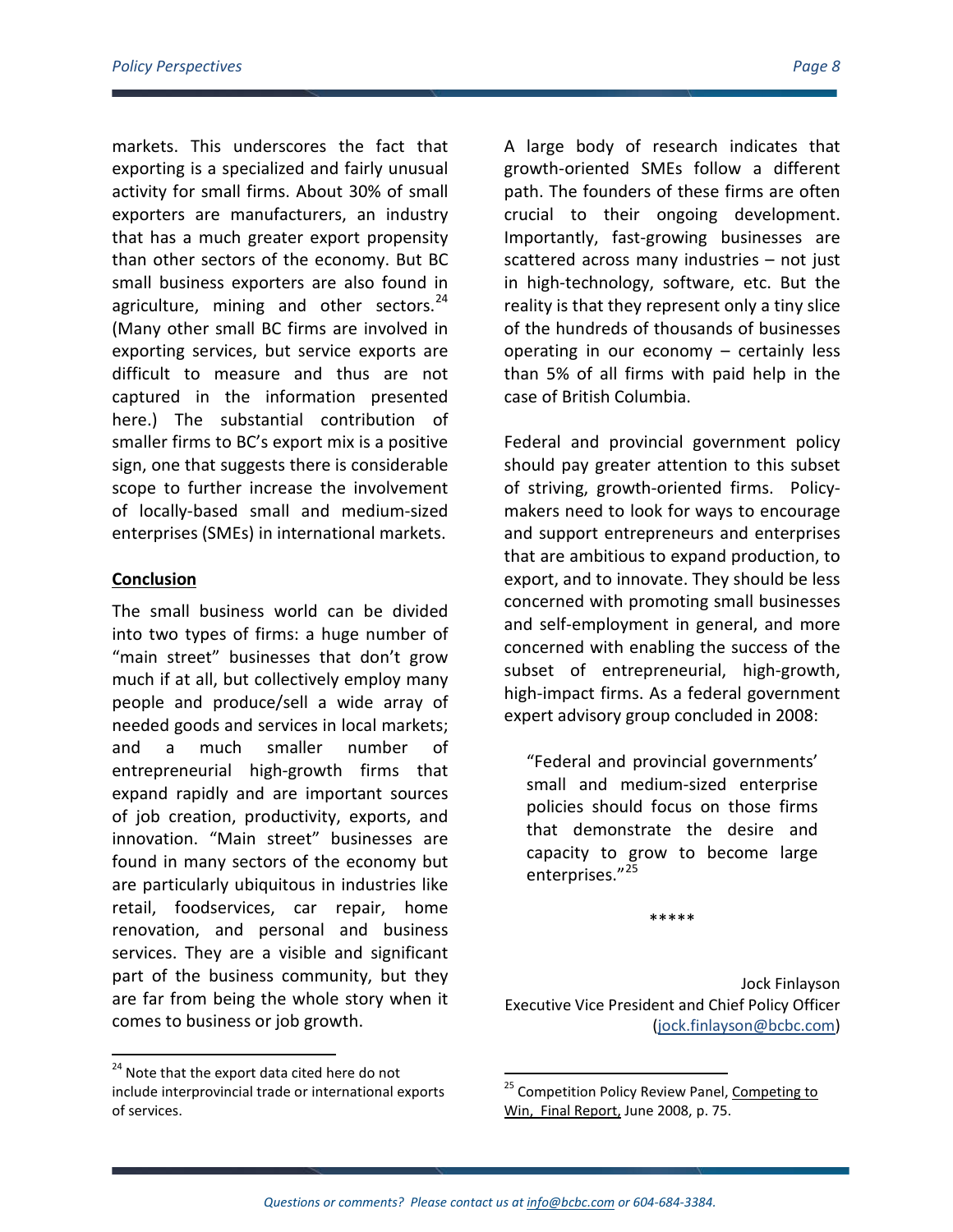markets. This underscores the fact that exporting is a specialized and fairly unusual activity for small firms. About 30% of small exporters are manufacturers, an industry that has a much greater export propensity than other sectors of the economy. But BC small business exporters are also found in agriculture, mining and other sectors.[24] (Many other small BC firms are involved in exporting services, but service exports are difficult to measure and thus are not captured in the information presented here.) The substantial contribution of smaller firms to BC's export mix is a positive sign, one that suggests there is considerable scope to further increase the involvement of locally-based small and medium-sized enterprises (SMEs) in international markets.

## Conclusion

The small business world can be divided into two types of firms: a huge number of "main street" businesses that don't grow much if at all, but collectively employ many people and produce/sell a wide array of needed goods and services in local markets; and a much smaller number of entrepreneurial high-growth firms that expand rapidly and are important sources of job creation, productivity, exports, and innovation. "Main street" businesses are found in many sectors of the economy but are particularly ubiquitous in industries like retail, foodservices, car repair, home renovation, and personal and business services. They are a visible and significant part of the business community, but they are far from being the whole story when it comes to business or job growth.

A large body of research indicates that growth-oriented SMEs follow a different path. The founders of these firms are often crucial to their ongoing development. Importantly, fast-growing businesses are scattered across many industries – not just in high-technology, software, etc. But the reality is that they represent only a tiny slice of the hundreds of thousands of businesses operating in our economy – certainly less than 5% of all firms with paid help in the case of British Columbia.

Federal and provincial government policy should pay greater attention to this subset of striving, growth-oriented firms. Policy-makers need to look for ways to encourage and support entrepreneurs and enterprises that are ambitious to expand production, to export, and to innovate. They should be less concerned with promoting small businesses and self-employment in general, and more concerned with enabling the success of the subset of entrepreneurial, high-growth, high-impact firms. As a federal government expert advisory group concluded in 2008:

> "Federal and provincial governments' small and medium-sized enterprise policies should focus on those firms that demonstrate the desire and capacity to grow to become large enterprises."[25]

*****

Jock Finlayson
Executive Vice President and Chief Policy Officer
(jock.finlayson@bcbc.com)

---

[24] Note that the export data cited here do not include interprovincial trade or international exports of services.

[25] Competition Policy Review Panel, Competing to Win, Final Report, June 2008, p. 75.

Questions or comments? Please contact us at info@bcbc.com or 604-684-3384.